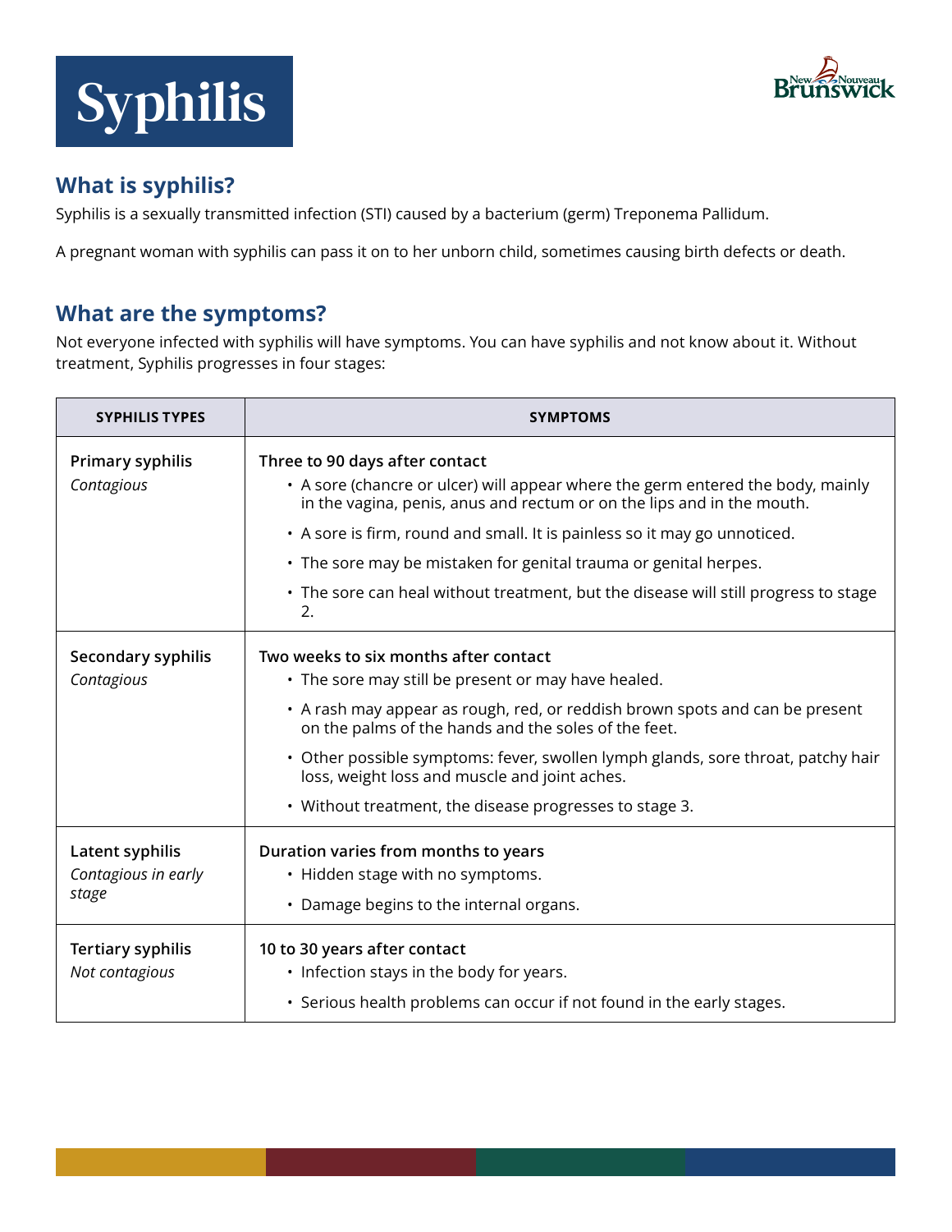# Syphilis

## What is syphilis?

Syphilis is a sexually transmitted infection (STI) caused by a bacterium (germ) Treponema Pallidum.

A pregnant woman with syphilis can pass it on to her unborn child, sometimes causing birth defects or death.

## What are the symptoms?

Not everyone infected with syphilis will have symptoms. You can have syphilis and not know about it. Without treatment, Syphilis progresses in four stages:

| SYPHILIS TYPES | SYMPTOMS |
|---|---|
| **Primary syphilis**<br>*Contagious* | **Three to 90 days after contact**<br>• A sore (chancre or ulcer) will appear where the germ entered the body, mainly in the vagina, penis, anus and rectum or on the lips and in the mouth.<br>• A sore is firm, round and small. It is painless so it may go unnoticed.<br>• The sore may be mistaken for genital trauma or genital herpes.<br>• The sore can heal without treatment, but the disease will still progress to stage 2. |
| **Secondary syphilis**<br>*Contagious* | **Two weeks to six months after contact**<br>• The sore may still be present or may have healed.<br>• A rash may appear as rough, red, or reddish brown spots and can be present on the palms of the hands and the soles of the feet.<br>• Other possible symptoms: fever, swollen lymph glands, sore throat, patchy hair loss, weight loss and muscle and joint aches.<br>• Without treatment, the disease progresses to stage 3. |
| **Latent syphilis**<br>*Contagious in early stage* | **Duration varies from months to years**<br>• Hidden stage with no symptoms.<br>• Damage begins to the internal organs. |
| **Tertiary syphilis**<br>*Not contagious* | **10 to 30 years after contact**<br>• Infection stays in the body for years.<br>• Serious health problems can occur if not found in the early stages. |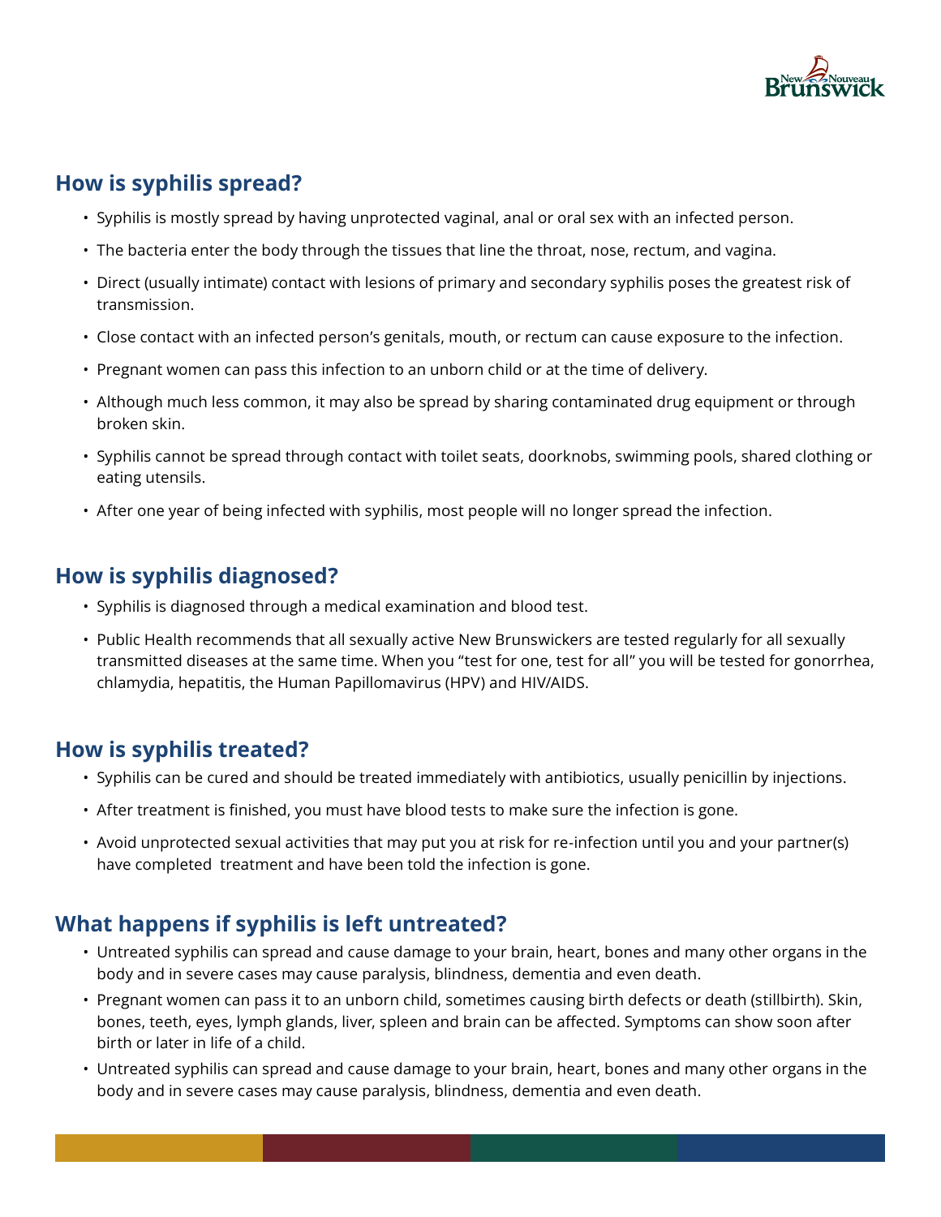## How is syphilis spread?

- Syphilis is mostly spread by having unprotected vaginal, anal or oral sex with an infected person.
- The bacteria enter the body through the tissues that line the throat, nose, rectum, and vagina.
- Direct (usually intimate) contact with lesions of primary and secondary syphilis poses the greatest risk of transmission.
- Close contact with an infected person's genitals, mouth, or rectum can cause exposure to the infection.
- Pregnant women can pass this infection to an unborn child or at the time of delivery.
- Although much less common, it may also be spread by sharing contaminated drug equipment or through broken skin.
- Syphilis cannot be spread through contact with toilet seats, doorknobs, swimming pools, shared clothing or eating utensils.
- After one year of being infected with syphilis, most people will no longer spread the infection.

## How is syphilis diagnosed?

- Syphilis is diagnosed through a medical examination and blood test.
- Public Health recommends that all sexually active New Brunswickers are tested regularly for all sexually transmitted diseases at the same time. When you "test for one, test for all" you will be tested for gonorrhea, chlamydia, hepatitis, the Human Papillomavirus (HPV) and HIV/AIDS.

## How is syphilis treated?

- Syphilis can be cured and should be treated immediately with antibiotics, usually penicillin by injections.
- After treatment is finished, you must have blood tests to make sure the infection is gone.
- Avoid unprotected sexual activities that may put you at risk for re-infection until you and your partner(s) have completed treatment and have been told the infection is gone.

## What happens if syphilis is left untreated?

- Untreated syphilis can spread and cause damage to your brain, heart, bones and many other organs in the body and in severe cases may cause paralysis, blindness, dementia and even death.
- Pregnant women can pass it to an unborn child, sometimes causing birth defects or death (stillbirth). Skin, bones, teeth, eyes, lymph glands, liver, spleen and brain can be affected. Symptoms can show soon after birth or later in life of a child.
- Untreated syphilis can spread and cause damage to your brain, heart, bones and many other organs in the body and in severe cases may cause paralysis, blindness, dementia and even death.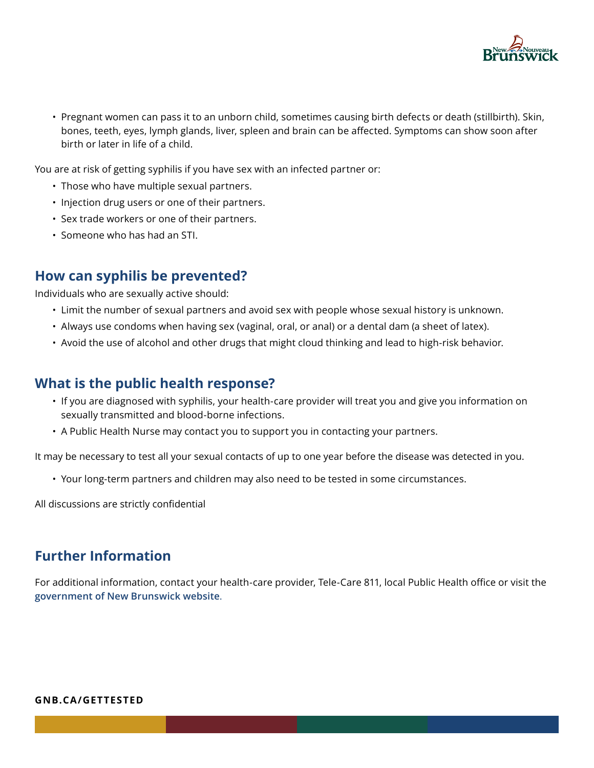- Pregnant women can pass it to an unborn child, sometimes causing birth defects or death (stillbirth). Skin, bones, teeth, eyes, lymph glands, liver, spleen and brain can be affected. Symptoms can show soon after birth or later in life of a child.

You are at risk of getting syphilis if you have sex with an infected partner or:

- Those who have multiple sexual partners.
- Injection drug users or one of their partners.
- Sex trade workers or one of their partners.
- Someone who has had an STI.

## How can syphilis be prevented?

Individuals who are sexually active should:

- Limit the number of sexual partners and avoid sex with people whose sexual history is unknown.
- Always use condoms when having sex (vaginal, oral, or anal) or a dental dam (a sheet of latex).
- Avoid the use of alcohol and other drugs that might cloud thinking and lead to high-risk behavior.

## What is the public health response?

- If you are diagnosed with syphilis, your health-care provider will treat you and give you information on sexually transmitted and blood-borne infections.
- A Public Health Nurse may contact you to support you in contacting your partners.

It may be necessary to test all your sexual contacts of up to one year before the disease was detected in you.

- Your long-term partners and children may also need to be tested in some circumstances.

All discussions are strictly confidential

## Further Information

For additional information, contact your health-care provider, Tele-Care 811, local Public Health office or visit the **government of New Brunswick website**.

**GNB.CA/GETTESTED**